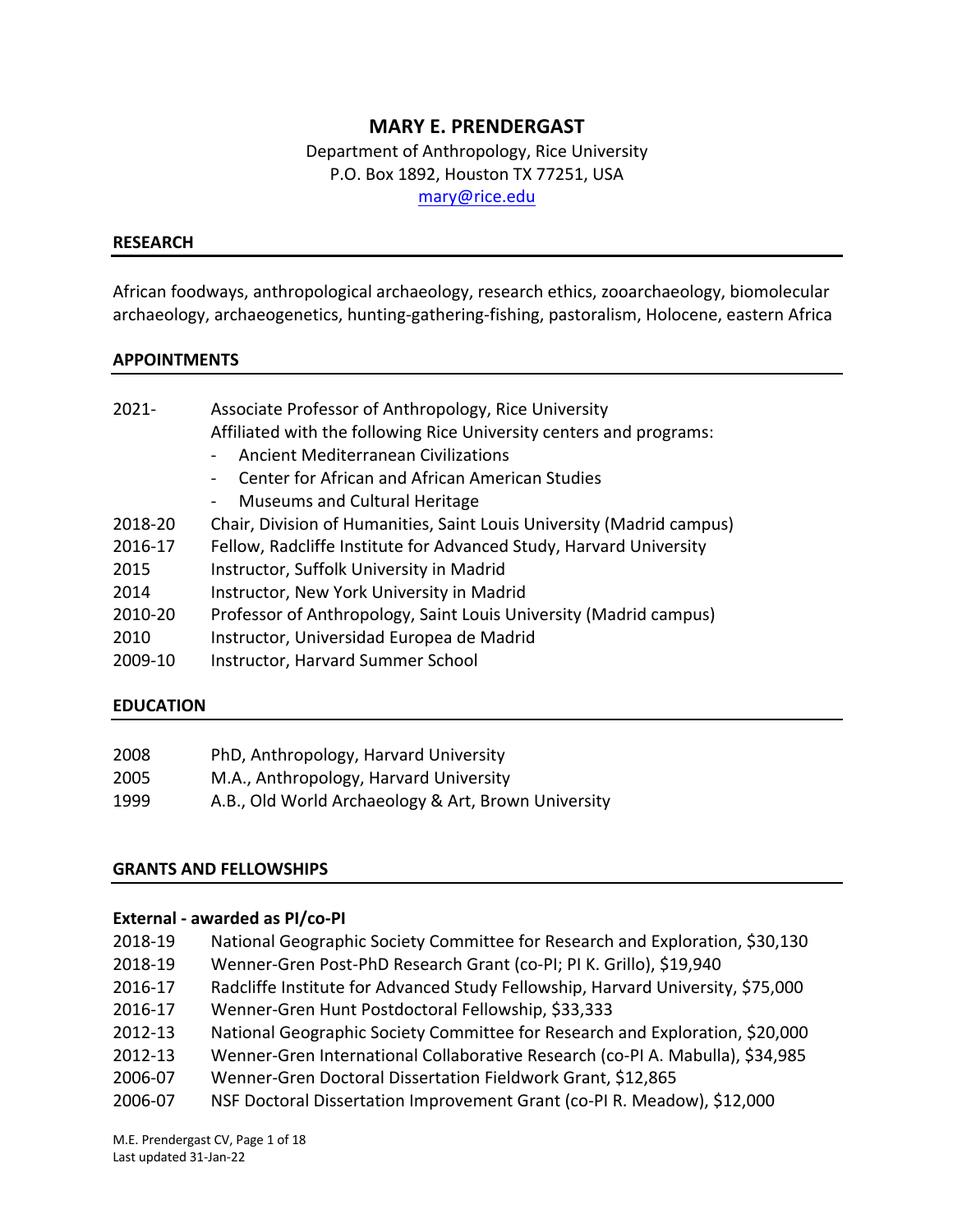# MARY E. PRENDERGAST

Department of Anthropology, Rice University
P.O. Box 1892, Houston TX 77251, USA
mary@rice.edu

## RESEARCH

African foodways, anthropological archaeology, research ethics, zooarchaeology, biomolecular archaeology, archaeogenetics, hunting-gathering-fishing, pastoralism, Holocene, eastern Africa

## APPOINTMENTS

| | |
|---|---|
| 2021- | Associate Professor of Anthropology, Rice University<br>Affiliated with the following Rice University centers and programs:<br>- Ancient Mediterranean Civilizations<br>- Center for African and African American Studies<br>- Museums and Cultural Heritage |
| 2018-20 | Chair, Division of Humanities, Saint Louis University (Madrid campus) |
| 2016-17 | Fellow, Radcliffe Institute for Advanced Study, Harvard University |
| 2015 | Instructor, Suffolk University in Madrid |
| 2014 | Instructor, New York University in Madrid |
| 2010-20 | Professor of Anthropology, Saint Louis University (Madrid campus) |
| 2010 | Instructor, Universidad Europea de Madrid |
| 2009-10 | Instructor, Harvard Summer School |

## EDUCATION

| | |
|---|---|
| 2008 | PhD, Anthropology, Harvard University |
| 2005 | M.A., Anthropology, Harvard University |
| 1999 | A.B., Old World Archaeology & Art, Brown University |

## GRANTS AND FELLOWSHIPS

### External - awarded as PI/co-PI

| | |
|---|---|
| 2018-19 | National Geographic Society Committee for Research and Exploration, $30,130 |
| 2018-19 | Wenner-Gren Post-PhD Research Grant (co-PI; PI K. Grillo), $19,940 |
| 2016-17 | Radcliffe Institute for Advanced Study Fellowship, Harvard University, $75,000 |
| 2016-17 | Wenner-Gren Hunt Postdoctoral Fellowship, $33,333 |
| 2012-13 | National Geographic Society Committee for Research and Exploration, $20,000 |
| 2012-13 | Wenner-Gren International Collaborative Research (co-PI A. Mabulla), $34,985 |
| 2006-07 | Wenner-Gren Doctoral Dissertation Fieldwork Grant, $12,865 |
| 2006-07 | NSF Doctoral Dissertation Improvement Grant (co-PI R. Meadow), $12,000 |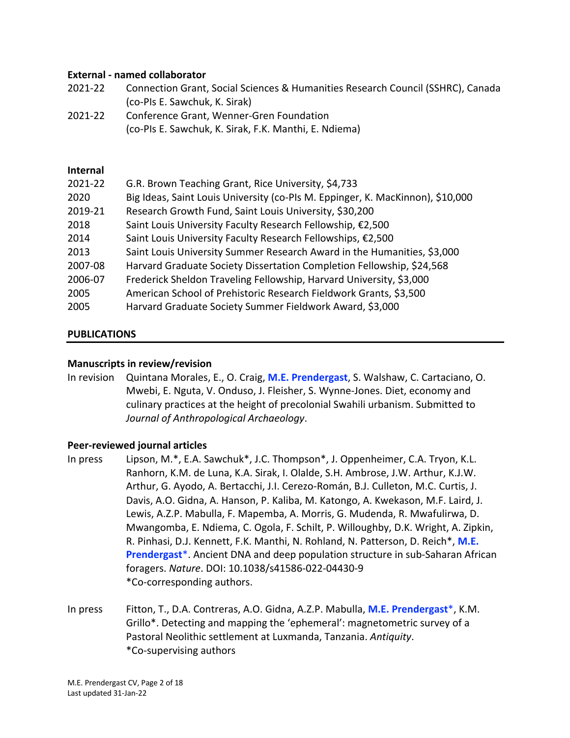**External - named collaborator**

2021-22 Connection Grant, Social Sciences & Humanities Research Council (SSHRC), Canada (co-PIs E. Sawchuk, K. Sirak)

2021-22 Conference Grant, Wenner-Gren Foundation (co-PIs E. Sawchuk, K. Sirak, F.K. Manthi, E. Ndiema)

**Internal**

2021-22 G.R. Brown Teaching Grant, Rice University, $4,733

2020 Big Ideas, Saint Louis University (co-PIs M. Eppinger, K. MacKinnon), $10,000

2019-21 Research Growth Fund, Saint Louis University, $30,200

2018 Saint Louis University Faculty Research Fellowship, €2,500

2014 Saint Louis University Faculty Research Fellowships, €2,500

2013 Saint Louis University Summer Research Award in the Humanities, $3,000

2007-08 Harvard Graduate Society Dissertation Completion Fellowship, $24,568

2006-07 Frederick Sheldon Traveling Fellowship, Harvard University, $3,000

2005 American School of Prehistoric Research Fieldwork Grants, $3,500

2005 Harvard Graduate Society Summer Fieldwork Award, $3,000

## PUBLICATIONS

**Manuscripts in review/revision**

In revision Quintana Morales, E., O. Craig, **M.E. Prendergast**, S. Walshaw, C. Cartaciano, O. Mwebi, E. Nguta, V. Onduso, J. Fleisher, S. Wynne-Jones. Diet, economy and culinary practices at the height of precolonial Swahili urbanism. Submitted to *Journal of Anthropological Archaeology*.

**Peer-reviewed journal articles**

In press Lipson, M.*, E.A. Sawchuk*, J.C. Thompson*, J. Oppenheimer, C.A. Tryon, K.L. Ranhorn, K.M. de Luna, K.A. Sirak, I. Olalde, S.H. Ambrose, J.W. Arthur, K.J.W. Arthur, G. Ayodo, A. Bertacchi, J.I. Cerezo-Román, B.J. Culleton, M.C. Curtis, J. Davis, A.O. Gidna, A. Hanson, P. Kaliba, M. Katongo, A. Kwekason, M.F. Laird, J. Lewis, A.Z.P. Mabulla, F. Mapemba, A. Morris, G. Mudenda, R. Mwafulirwa, D. Mwangomba, E. Ndiema, C. Ogola, F. Schilt, P. Willoughby, D.K. Wright, A. Zipkin, R. Pinhasi, D.J. Kennett, F.K. Manthi, N. Rohland, N. Patterson, D. Reich*, **M.E. Prendergast***. Ancient DNA and deep population structure in sub-Saharan African foragers. *Nature*. DOI: 10.1038/s41586-022-04430-9
*Co-corresponding authors.

In press Fitton, T., D.A. Contreras, A.O. Gidna, A.Z.P. Mabulla, **M.E. Prendergast***, K.M. Grillo*. Detecting and mapping the 'ephemeral': magnetometric survey of a Pastoral Neolithic settlement at Luxmanda, Tanzania. *Antiquity*.
*Co-supervising authors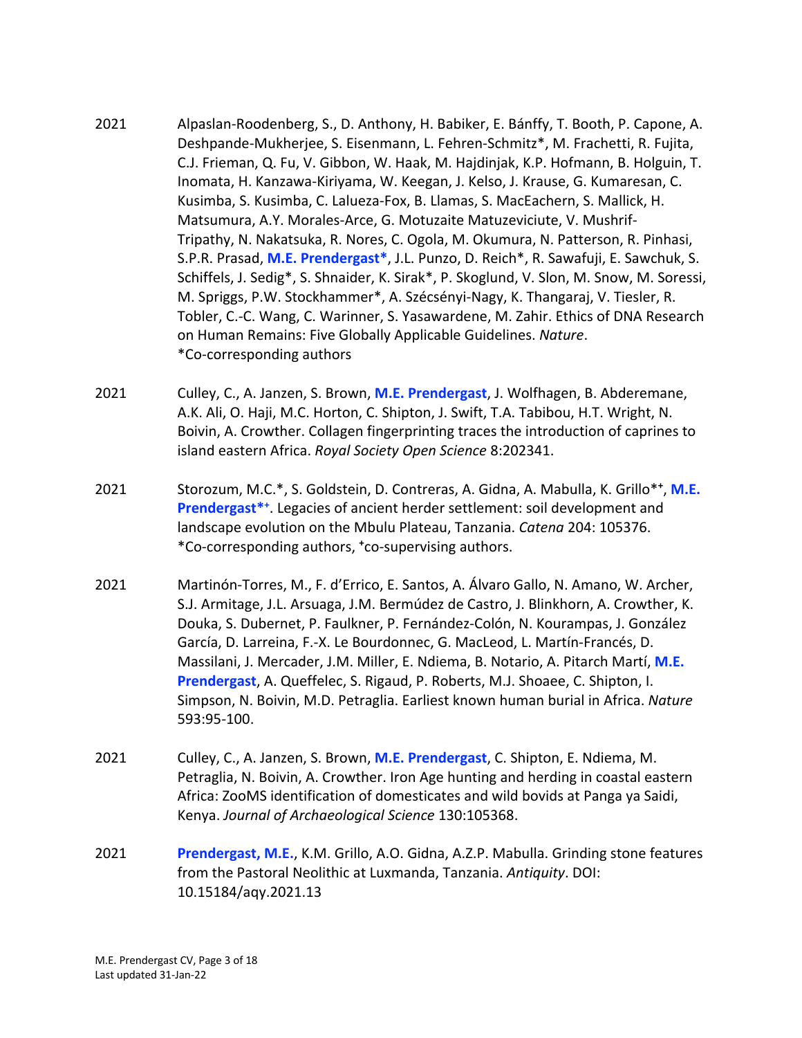2021 Alpaslan-Roodenberg, S., D. Anthony, H. Babiker, E. Bánffy, T. Booth, P. Capone, A. Deshpande-Mukherjee, S. Eisenmann, L. Fehren-Schmitz*, M. Frachetti, R. Fujita, C.J. Frieman, Q. Fu, V. Gibbon, W. Haak, M. Hajdinjak, K.P. Hofmann, B. Holguin, T. Inomata, H. Kanzawa-Kiriyama, W. Keegan, J. Kelso, J. Krause, G. Kumaresan, C. Kusimba, S. Kusimba, C. Lalueza-Fox, B. Llamas, S. MacEachern, S. Mallick, H. Matsumura, A.Y. Morales-Arce, G. Motuzaite Matuzeviciute, V. Mushrif-Tripathy, N. Nakatsuka, R. Nores, C. Ogola, M. Okumura, N. Patterson, R. Pinhasi, S.P.R. Prasad, **M.E. Prendergast***, J.L. Punzo, D. Reich*, R. Sawafuji, E. Sawchuk, S. Schiffels, J. Sedig*, S. Shnaider, K. Sirak*, P. Skoglund, V. Slon, M. Snow, M. Soressi, M. Spriggs, P.W. Stockhammer*, A. Szécsényi-Nagy, K. Thangaraj, V. Tiesler, R. Tobler, C.-C. Wang, C. Warinner, S. Yasawardene, M. Zahir. Ethics of DNA Research on Human Remains: Five Globally Applicable Guidelines. *Nature*. *Co-corresponding authors

2021 Culley, C., A. Janzen, S. Brown, **M.E. Prendergast**, J. Wolfhagen, B. Abderemane, A.K. Ali, O. Haji, M.C. Horton, C. Shipton, J. Swift, T.A. Tabibou, H.T. Wright, N. Boivin, A. Crowther. Collagen fingerprinting traces the introduction of caprines to island eastern Africa. *Royal Society Open Science* 8:202341.

2021 Storozum, M.C.*, S. Goldstein, D. Contreras, A. Gidna, A. Mabulla, K. Grillo*⁺, **M.E. Prendergast***⁺. Legacies of ancient herder settlement: soil development and landscape evolution on the Mbulu Plateau, Tanzania. *Catena* 204: 105376. *Co-corresponding authors, ⁺co-supervising authors.

2021 Martinón-Torres, M., F. d'Errico, E. Santos, A. Álvaro Gallo, N. Amano, W. Archer, S.J. Armitage, J.L. Arsuaga, J.M. Bermúdez de Castro, J. Blinkhorn, A. Crowther, K. Douka, S. Dubernet, P. Faulkner, P. Fernández-Colón, N. Kourampas, J. González García, D. Larreina, F.-X. Le Bourdonnec, G. MacLeod, L. Martín-Francés, D. Massilani, J. Mercader, J.M. Miller, E. Ndiema, B. Notario, A. Pitarch Martí, **M.E. Prendergast**, A. Queffelec, S. Rigaud, P. Roberts, M.J. Shoaee, C. Shipton, I. Simpson, N. Boivin, M.D. Petraglia. Earliest known human burial in Africa. *Nature* 593:95-100.

2021 Culley, C., A. Janzen, S. Brown, **M.E. Prendergast**, C. Shipton, E. Ndiema, M. Petraglia, N. Boivin, A. Crowther. Iron Age hunting and herding in coastal eastern Africa: ZooMS identification of domesticates and wild bovids at Panga ya Saidi, Kenya. *Journal of Archaeological Science* 130:105368.

2021 **Prendergast, M.E.**, K.M. Grillo, A.O. Gidna, A.Z.P. Mabulla. Grinding stone features from the Pastoral Neolithic at Luxmanda, Tanzania. *Antiquity*. DOI: 10.15184/aqy.2021.13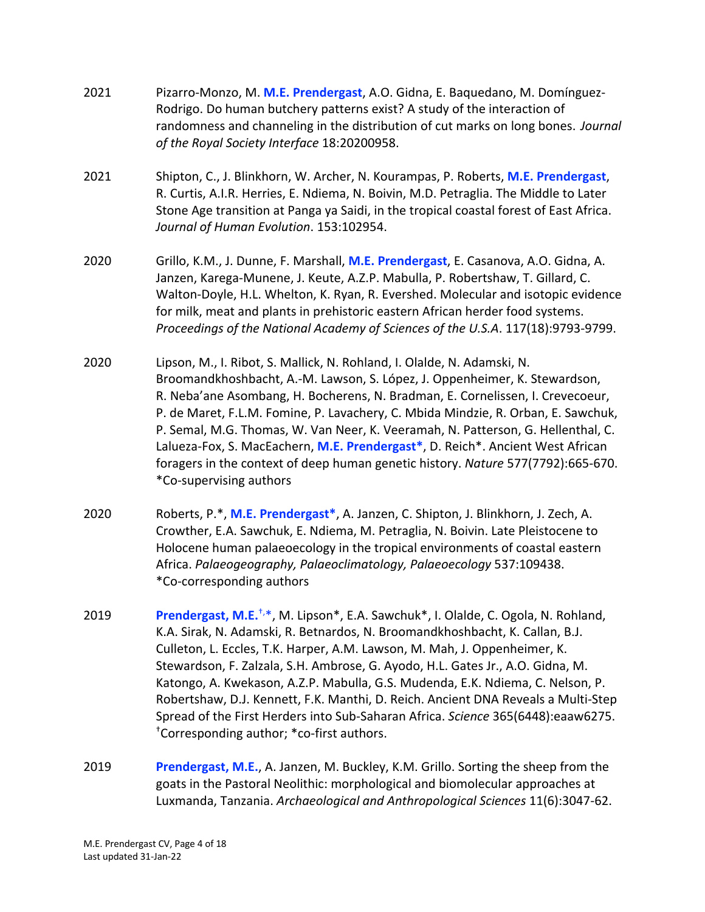2021 Pizarro-Monzo, M. **M.E. Prendergast**, A.O. Gidna, E. Baquedano, M. Domínguez-Rodrigo. Do human butchery patterns exist? A study of the interaction of randomness and channeling in the distribution of cut marks on long bones. *Journal of the Royal Society Interface* 18:20200958.

2021 Shipton, C., J. Blinkhorn, W. Archer, N. Kourampas, P. Roberts, **M.E. Prendergast**, R. Curtis, A.I.R. Herries, E. Ndiema, N. Boivin, M.D. Petraglia. The Middle to Later Stone Age transition at Panga ya Saidi, in the tropical coastal forest of East Africa. *Journal of Human Evolution*. 153:102954.

2020 Grillo, K.M., J. Dunne, F. Marshall, **M.E. Prendergast**, E. Casanova, A.O. Gidna, A. Janzen, Karega-Munene, J. Keute, A.Z.P. Mabulla, P. Robertshaw, T. Gillard, C. Walton-Doyle, H.L. Whelton, K. Ryan, R. Evershed. Molecular and isotopic evidence for milk, meat and plants in prehistoric eastern African herder food systems. *Proceedings of the National Academy of Sciences of the U.S.A*. 117(18):9793-9799.

2020 Lipson, M., I. Ribot, S. Mallick, N. Rohland, I. Olalde, N. Adamski, N. Broomandkhoshbacht, A.-M. Lawson, S. López, J. Oppenheimer, K. Stewardson, R. Neba'ane Asombang, H. Bocherens, N. Bradman, E. Cornelissen, I. Crevecoeur, P. de Maret, F.L.M. Fomine, P. Lavachery, C. Mbida Mindzie, R. Orban, E. Sawchuk, P. Semal, M.G. Thomas, W. Van Neer, K. Veeramah, N. Patterson, G. Hellenthal, C. Lalueza-Fox, S. MacEachern, **M.E. Prendergast***, D. Reich*. Ancient West African foragers in the context of deep human genetic history. *Nature* 577(7792):665-670. *Co-supervising authors

2020 Roberts, P.*, **M.E. Prendergast***, A. Janzen, C. Shipton, J. Blinkhorn, J. Zech, A. Crowther, E.A. Sawchuk, E. Ndiema, M. Petraglia, N. Boivin. Late Pleistocene to Holocene human palaeoecology in the tropical environments of coastal eastern Africa. *Palaeogeography, Palaeoclimatology, Palaeoecology* 537:109438. *Co-corresponding authors

2019 **Prendergast, M.E.**[†,*], M. Lipson*, E.A. Sawchuk*, I. Olalde, C. Ogola, N. Rohland, K.A. Sirak, N. Adamski, R. Betnardos, N. Broomandkhoshbacht, K. Callan, B.J. Culleton, L. Eccles, T.K. Harper, A.M. Lawson, M. Mah, J. Oppenheimer, K. Stewardson, F. Zalzala, S.H. Ambrose, G. Ayodo, H.L. Gates Jr., A.O. Gidna, M. Katongo, A. Kwekason, A.Z.P. Mabulla, G.S. Mudenda, E.K. Ndiema, C. Nelson, P. Robertshaw, D.J. Kennett, F.K. Manthi, D. Reich. Ancient DNA Reveals a Multi-Step Spread of the First Herders into Sub-Saharan Africa. *Science* 365(6448):eaaw6275. [†]Corresponding author; *co-first authors.

2019 **Prendergast, M.E.**, A. Janzen, M. Buckley, K.M. Grillo. Sorting the sheep from the goats in the Pastoral Neolithic: morphological and biomolecular approaches at Luxmanda, Tanzania. *Archaeological and Anthropological Sciences* 11(6):3047-62.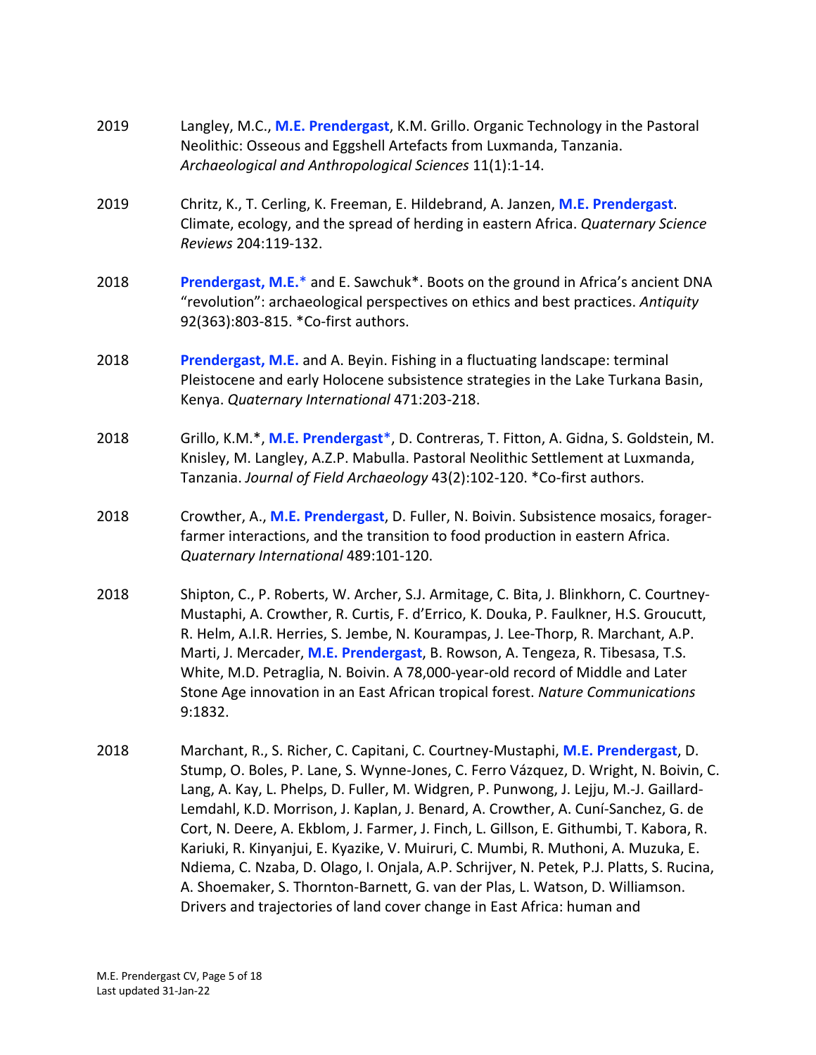2019 Langley, M.C., **M.E. Prendergast**, K.M. Grillo. Organic Technology in the Pastoral Neolithic: Osseous and Eggshell Artefacts from Luxmanda, Tanzania. *Archaeological and Anthropological Sciences* 11(1):1-14.

2019 Chritz, K., T. Cerling, K. Freeman, E. Hildebrand, A. Janzen, **M.E. Prendergast**. Climate, ecology, and the spread of herding in eastern Africa. *Quaternary Science Reviews* 204:119-132.

2018 **Prendergast, M.E.*** and E. Sawchuk*. Boots on the ground in Africa's ancient DNA "revolution": archaeological perspectives on ethics and best practices. *Antiquity* 92(363):803-815. *Co-first authors.

2018 **Prendergast, M.E.** and A. Beyin. Fishing in a fluctuating landscape: terminal Pleistocene and early Holocene subsistence strategies in the Lake Turkana Basin, Kenya. *Quaternary International* 471:203-218.

2018 Grillo, K.M.*, **M.E. Prendergast***, D. Contreras, T. Fitton, A. Gidna, S. Goldstein, M. Knisley, M. Langley, A.Z.P. Mabulla. Pastoral Neolithic Settlement at Luxmanda, Tanzania. *Journal of Field Archaeology* 43(2):102-120. *Co-first authors.

2018 Crowther, A., **M.E. Prendergast**, D. Fuller, N. Boivin. Subsistence mosaics, forager-farmer interactions, and the transition to food production in eastern Africa. *Quaternary International* 489:101-120.

2018 Shipton, C., P. Roberts, W. Archer, S.J. Armitage, C. Bita, J. Blinkhorn, C. Courtney-Mustaphi, A. Crowther, R. Curtis, F. d'Errico, K. Douka, P. Faulkner, H.S. Groucutt, R. Helm, A.I.R. Herries, S. Jembe, N. Kourampas, J. Lee-Thorp, R. Marchant, A.P. Marti, J. Mercader, **M.E. Prendergast**, B. Rowson, A. Tengeza, R. Tibesasa, T.S. White, M.D. Petraglia, N. Boivin. A 78,000-year-old record of Middle and Later Stone Age innovation in an East African tropical forest. *Nature Communications* 9:1832.

2018 Marchant, R., S. Richer, C. Capitani, C. Courtney-Mustaphi, **M.E. Prendergast**, D. Stump, O. Boles, P. Lane, S. Wynne-Jones, C. Ferro Vázquez, D. Wright, N. Boivin, C. Lang, A. Kay, L. Phelps, D. Fuller, M. Widgren, P. Punwong, J. Lejju, M.-J. Gaillard-Lemdahl, K.D. Morrison, J. Kaplan, J. Benard, A. Crowther, A. Cuní-Sanchez, G. de Cort, N. Deere, A. Ekblom, J. Farmer, J. Finch, L. Gillson, E. Githumbi, T. Kabora, R. Kariuki, R. Kinyanjui, E. Kyazike, V. Muiruri, C. Mumbi, R. Muthoni, A. Muzuka, E. Ndiema, C. Nzaba, D. Olago, I. Onjala, A.P. Schrijver, N. Petek, P.J. Platts, S. Rucina, A. Shoemaker, S. Thornton-Barnett, G. van der Plas, L. Watson, D. Williamson. Drivers and trajectories of land cover change in East Africa: human and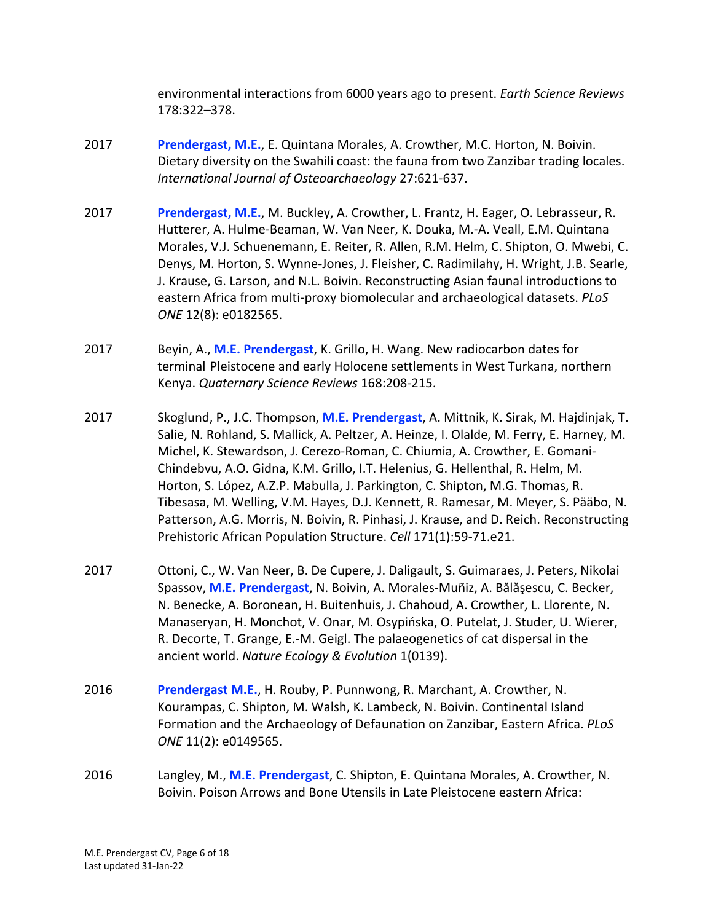environmental interactions from 6000 years ago to present. *Earth Science Reviews* 178:322–378.

2017 **Prendergast, M.E.**, E. Quintana Morales, A. Crowther, M.C. Horton, N. Boivin. Dietary diversity on the Swahili coast: the fauna from two Zanzibar trading locales. *International Journal of Osteoarchaeology* 27:621-637.

2017 **Prendergast, M.E.**, M. Buckley, A. Crowther, L. Frantz, H. Eager, O. Lebrasseur, R. Hutterer, A. Hulme-Beaman, W. Van Neer, K. Douka, M.-A. Veall, E.M. Quintana Morales, V.J. Schuenemann, E. Reiter, R. Allen, R.M. Helm, C. Shipton, O. Mwebi, C. Denys, M. Horton, S. Wynne-Jones, J. Fleisher, C. Radimilahy, H. Wright, J.B. Searle, J. Krause, G. Larson, and N.L. Boivin. Reconstructing Asian faunal introductions to eastern Africa from multi-proxy biomolecular and archaeological datasets. *PLoS ONE* 12(8): e0182565.

2017 Beyin, A., **M.E. Prendergast**, K. Grillo, H. Wang. New radiocarbon dates for terminal Pleistocene and early Holocene settlements in West Turkana, northern Kenya. *Quaternary Science Reviews* 168:208-215.

2017 Skoglund, P., J.C. Thompson, **M.E. Prendergast**, A. Mittnik, K. Sirak, M. Hajdinjak, T. Salie, N. Rohland, S. Mallick, A. Peltzer, A. Heinze, I. Olalde, M. Ferry, E. Harney, M. Michel, K. Stewardson, J. Cerezo-Roman, C. Chiumia, A. Crowther, E. Gomani-Chindebvu, A.O. Gidna, K.M. Grillo, I.T. Helenius, G. Hellenthal, R. Helm, M. Horton, S. López, A.Z.P. Mabulla, J. Parkington, C. Shipton, M.G. Thomas, R. Tibesasa, M. Welling, V.M. Hayes, D.J. Kennett, R. Ramesar, M. Meyer, S. Pääbo, N. Patterson, A.G. Morris, N. Boivin, R. Pinhasi, J. Krause, and D. Reich. Reconstructing Prehistoric African Population Structure. *Cell* 171(1):59-71.e21.

2017 Ottoni, C., W. Van Neer, B. De Cupere, J. Daligault, S. Guimaraes, J. Peters, Nikolai Spassov, **M.E. Prendergast**, N. Boivin, A. Morales-Muñiz, A. Bălăşescu, C. Becker, N. Benecke, A. Boronean, H. Buitenhuis, J. Chahoud, A. Crowther, L. Llorente, N. Manaseryan, H. Monchot, V. Onar, M. Osypińska, O. Putelat, J. Studer, U. Wierer, R. Decorte, T. Grange, E.-M. Geigl. The palaeogenetics of cat dispersal in the ancient world. *Nature Ecology & Evolution* 1(0139).

2016 **Prendergast M.E.**, H. Rouby, P. Punnwong, R. Marchant, A. Crowther, N. Kourampas, C. Shipton, M. Walsh, K. Lambeck, N. Boivin. Continental Island Formation and the Archaeology of Defaunation on Zanzibar, Eastern Africa. *PLoS ONE* 11(2): e0149565.

2016 Langley, M., **M.E. Prendergast**, C. Shipton, E. Quintana Morales, A. Crowther, N. Boivin. Poison Arrows and Bone Utensils in Late Pleistocene eastern Africa: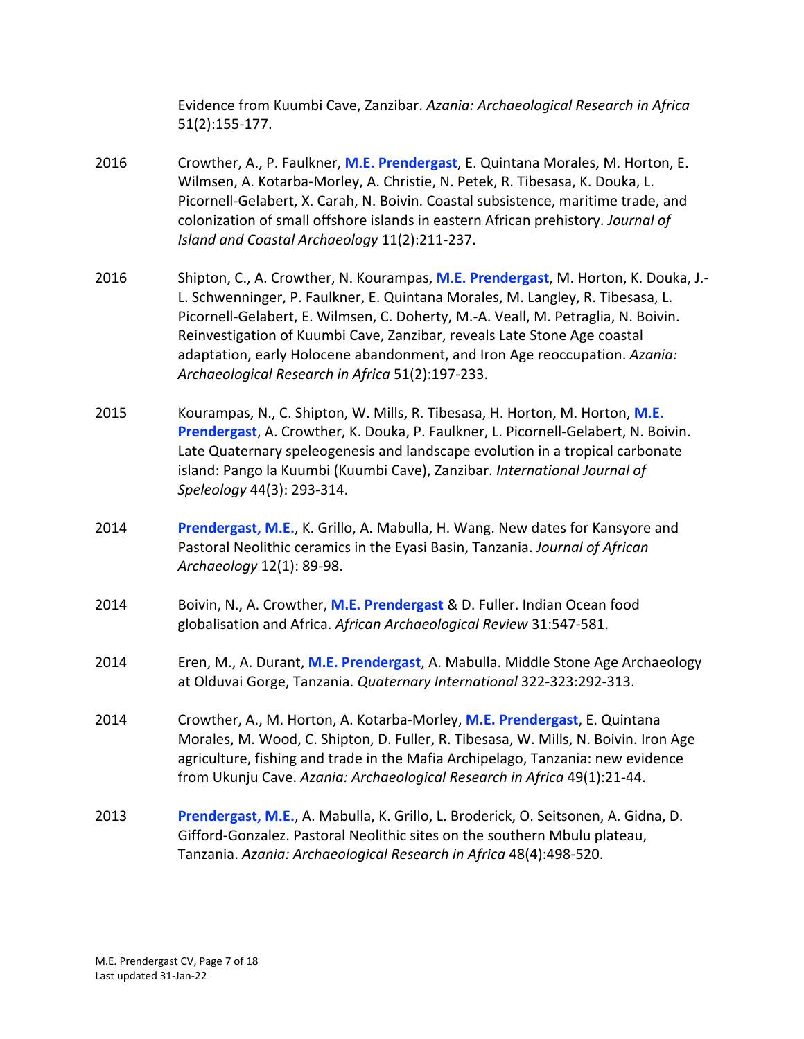Evidence from Kuumbi Cave, Zanzibar. *Azania: Archaeological Research in Africa* 51(2):155-177.

2016 Crowther, A., P. Faulkner, **M.E. Prendergast**, E. Quintana Morales, M. Horton, E. Wilmsen, A. Kotarba-Morley, A. Christie, N. Petek, R. Tibesasa, K. Douka, L. Picornell-Gelabert, X. Carah, N. Boivin. Coastal subsistence, maritime trade, and colonization of small offshore islands in eastern African prehistory. *Journal of Island and Coastal Archaeology* 11(2):211-237.

2016 Shipton, C., A. Crowther, N. Kourampas, **M.E. Prendergast**, M. Horton, K. Douka, J.-L. Schwenninger, P. Faulkner, E. Quintana Morales, M. Langley, R. Tibesasa, L. Picornell-Gelabert, E. Wilmsen, C. Doherty, M.-A. Veall, M. Petraglia, N. Boivin. Reinvestigation of Kuumbi Cave, Zanzibar, reveals Late Stone Age coastal adaptation, early Holocene abandonment, and Iron Age reoccupation. *Azania: Archaeological Research in Africa* 51(2):197-233.

2015 Kourampas, N., C. Shipton, W. Mills, R. Tibesasa, H. Horton, M. Horton, **M.E. Prendergast**, A. Crowther, K. Douka, P. Faulkner, L. Picornell-Gelabert, N. Boivin. Late Quaternary speleogenesis and landscape evolution in a tropical carbonate island: Pango la Kuumbi (Kuumbi Cave), Zanzibar. *International Journal of Speleology* 44(3): 293-314.

2014 **Prendergast, M.E.**, K. Grillo, A. Mabulla, H. Wang. New dates for Kansyore and Pastoral Neolithic ceramics in the Eyasi Basin, Tanzania. *Journal of African Archaeology* 12(1): 89-98.

2014 Boivin, N., A. Crowther, **M.E. Prendergast** & D. Fuller. Indian Ocean food globalisation and Africa. *African Archaeological Review* 31:547-581.

2014 Eren, M., A. Durant, **M.E. Prendergast**, A. Mabulla. Middle Stone Age Archaeology at Olduvai Gorge, Tanzania. *Quaternary International* 322-323:292-313.

2014 Crowther, A., M. Horton, A. Kotarba-Morley, **M.E. Prendergast**, E. Quintana Morales, M. Wood, C. Shipton, D. Fuller, R. Tibesasa, W. Mills, N. Boivin. Iron Age agriculture, fishing and trade in the Mafia Archipelago, Tanzania: new evidence from Ukunju Cave. *Azania: Archaeological Research in Africa* 49(1):21-44.

2013 **Prendergast, M.E.**, A. Mabulla, K. Grillo, L. Broderick, O. Seitsonen, A. Gidna, D. Gifford-Gonzalez. Pastoral Neolithic sites on the southern Mbulu plateau, Tanzania. *Azania: Archaeological Research in Africa* 48(4):498-520.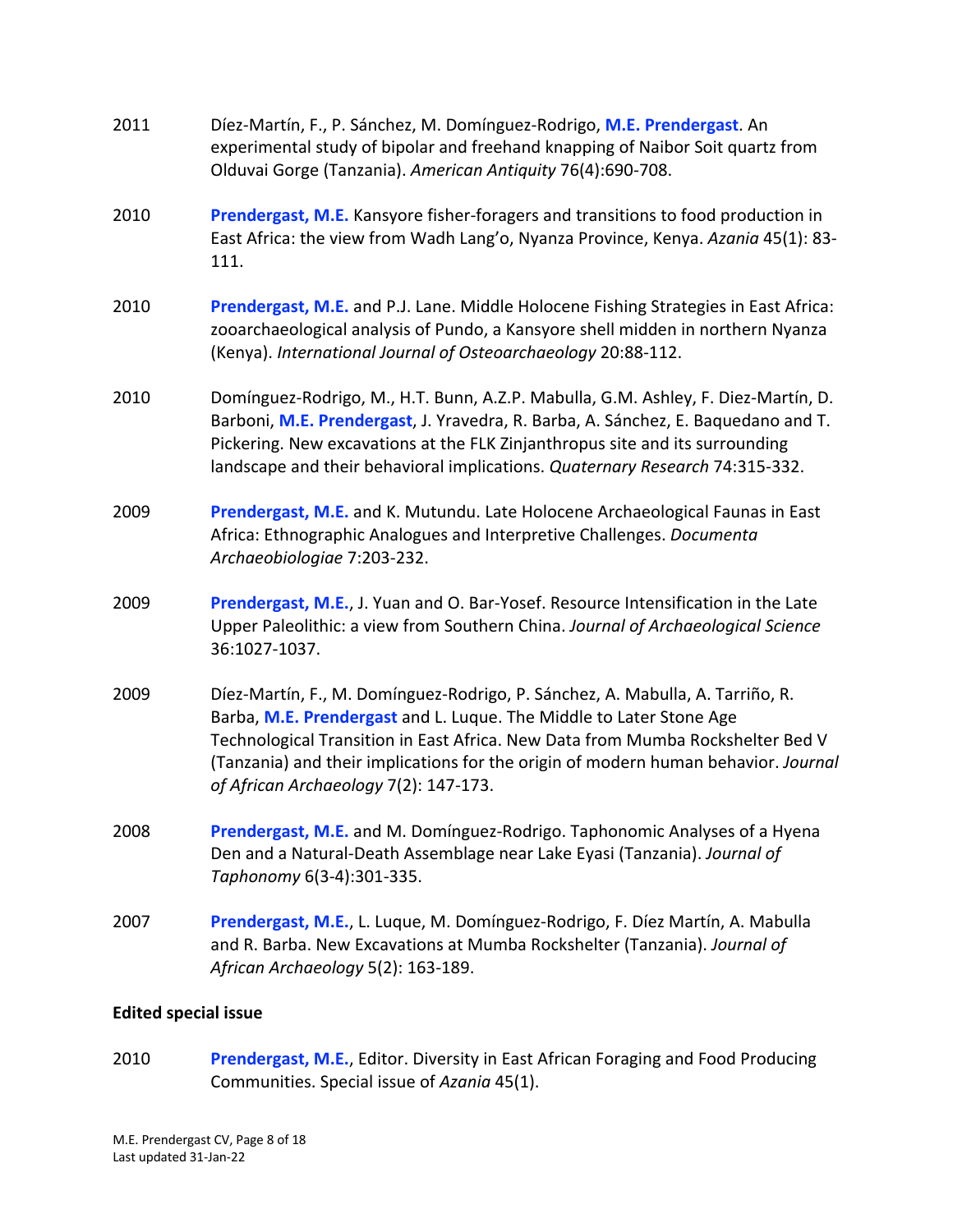2011 Díez-Martín, F., P. Sánchez, M. Domínguez-Rodrigo, **M.E. Prendergast**. An experimental study of bipolar and freehand knapping of Naibor Soit quartz from Olduvai Gorge (Tanzania). *American Antiquity* 76(4):690-708.

2010 **Prendergast, M.E.** Kansyore fisher-foragers and transitions to food production in East Africa: the view from Wadh Lang'o, Nyanza Province, Kenya. *Azania* 45(1): 83-111.

2010 **Prendergast, M.E.** and P.J. Lane. Middle Holocene Fishing Strategies in East Africa: zooarchaeological analysis of Pundo, a Kansyore shell midden in northern Nyanza (Kenya). *International Journal of Osteoarchaeology* 20:88-112.

2010 Domínguez-Rodrigo, M., H.T. Bunn, A.Z.P. Mabulla, G.M. Ashley, F. Diez-Martín, D. Barboni, **M.E. Prendergast**, J. Yravedra, R. Barba, A. Sánchez, E. Baquedano and T. Pickering. New excavations at the FLK Zinjanthropus site and its surrounding landscape and their behavioral implications. *Quaternary Research* 74:315-332.

2009 **Prendergast, M.E.** and K. Mutundu. Late Holocene Archaeological Faunas in East Africa: Ethnographic Analogues and Interpretive Challenges. *Documenta Archaeobiologiae* 7:203-232.

2009 **Prendergast, M.E.**, J. Yuan and O. Bar-Yosef. Resource Intensification in the Late Upper Paleolithic: a view from Southern China. *Journal of Archaeological Science* 36:1027-1037.

2009 Díez-Martín, F., M. Domínguez-Rodrigo, P. Sánchez, A. Mabulla, A. Tarriño, R. Barba, **M.E. Prendergast** and L. Luque. The Middle to Later Stone Age Technological Transition in East Africa. New Data from Mumba Rockshelter Bed V (Tanzania) and their implications for the origin of modern human behavior. *Journal of African Archaeology* 7(2): 147-173.

2008 **Prendergast, M.E.** and M. Domínguez-Rodrigo. Taphonomic Analyses of a Hyena Den and a Natural-Death Assemblage near Lake Eyasi (Tanzania). *Journal of Taphonomy* 6(3-4):301-335.

2007 **Prendergast, M.E.**, L. Luque, M. Domínguez-Rodrigo, F. Díez Martín, A. Mabulla and R. Barba. New Excavations at Mumba Rockshelter (Tanzania). *Journal of African Archaeology* 5(2): 163-189.

**Edited special issue**

2010 **Prendergast, M.E.**, Editor. Diversity in East African Foraging and Food Producing Communities. Special issue of *Azania* 45(1).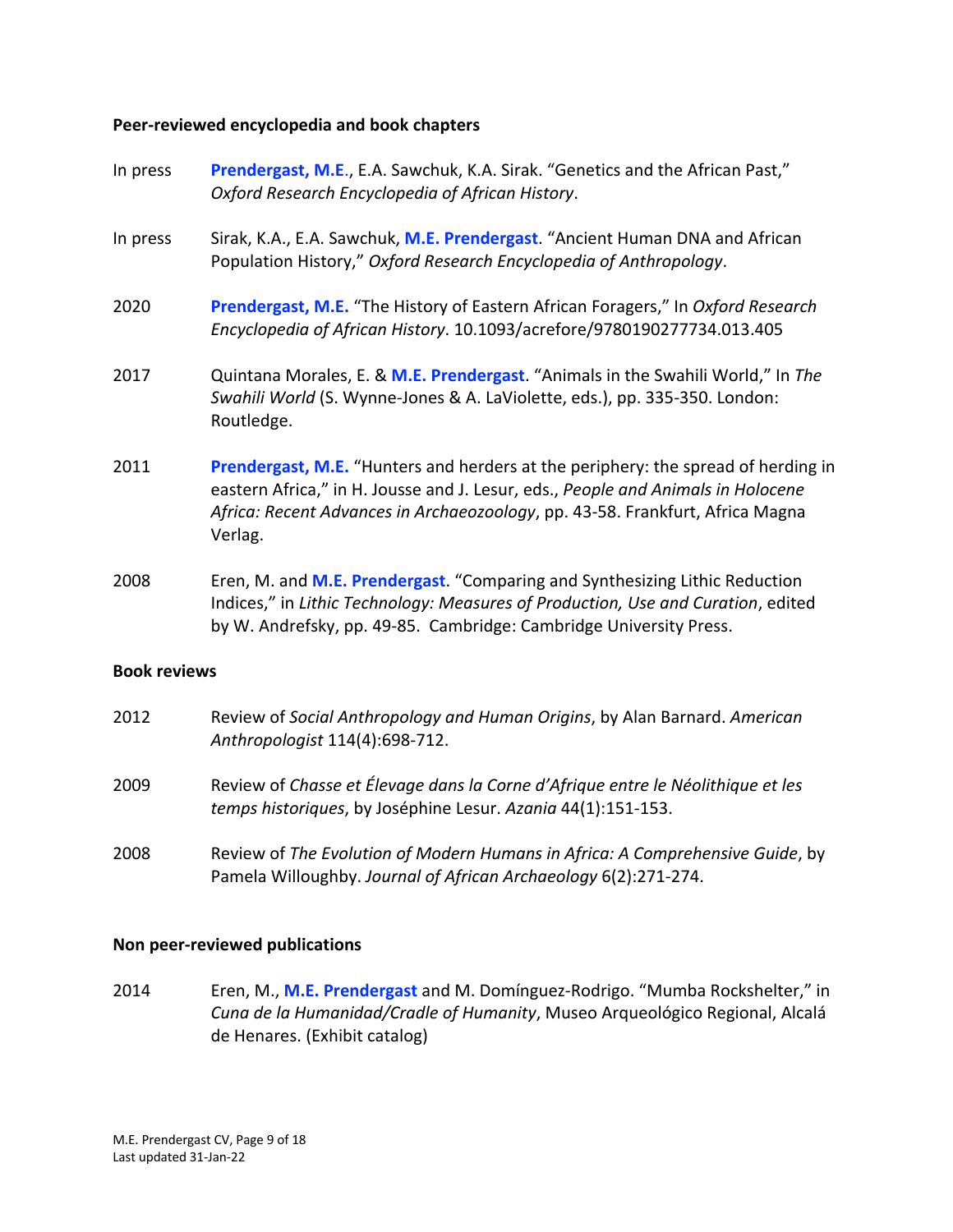### Peer-reviewed encyclopedia and book chapters

In press **Prendergast, M.E.**, E.A. Sawchuk, K.A. Sirak. "Genetics and the African Past," *Oxford Research Encyclopedia of African History*.

In press Sirak, K.A., E.A. Sawchuk, **M.E. Prendergast**. "Ancient Human DNA and African Population History," *Oxford Research Encyclopedia of Anthropology*.

2020 **Prendergast, M.E.** "The History of Eastern African Foragers," In *Oxford Research Encyclopedia of African History*. 10.1093/acrefore/9780190277734.013.405

2017 Quintana Morales, E. & **M.E. Prendergast**. "Animals in the Swahili World," In *The Swahili World* (S. Wynne-Jones & A. LaViolette, eds.), pp. 335-350. London: Routledge.

2011 **Prendergast, M.E.** "Hunters and herders at the periphery: the spread of herding in eastern Africa," in H. Jousse and J. Lesur, eds., *People and Animals in Holocene Africa: Recent Advances in Archaeozoology*, pp. 43-58. Frankfurt, Africa Magna Verlag.

2008 Eren, M. and **M.E. Prendergast**. "Comparing and Synthesizing Lithic Reduction Indices," in *Lithic Technology: Measures of Production, Use and Curation*, edited by W. Andrefsky, pp. 49-85. Cambridge: Cambridge University Press.

### Book reviews

2012 Review of *Social Anthropology and Human Origins*, by Alan Barnard. *American Anthropologist* 114(4):698-712.

2009 Review of *Chasse et Élevage dans la Corne d'Afrique entre le Néolithique et les temps historiques*, by Joséphine Lesur. *Azania* 44(1):151-153.

2008 Review of *The Evolution of Modern Humans in Africa: A Comprehensive Guide*, by Pamela Willoughby. *Journal of African Archaeology* 6(2):271-274.

### Non peer-reviewed publications

2014 Eren, M., **M.E. Prendergast** and M. Domínguez-Rodrigo. "Mumba Rockshelter," in *Cuna de la Humanidad/Cradle of Humanity*, Museo Arqueológico Regional, Alcalá de Henares. (Exhibit catalog)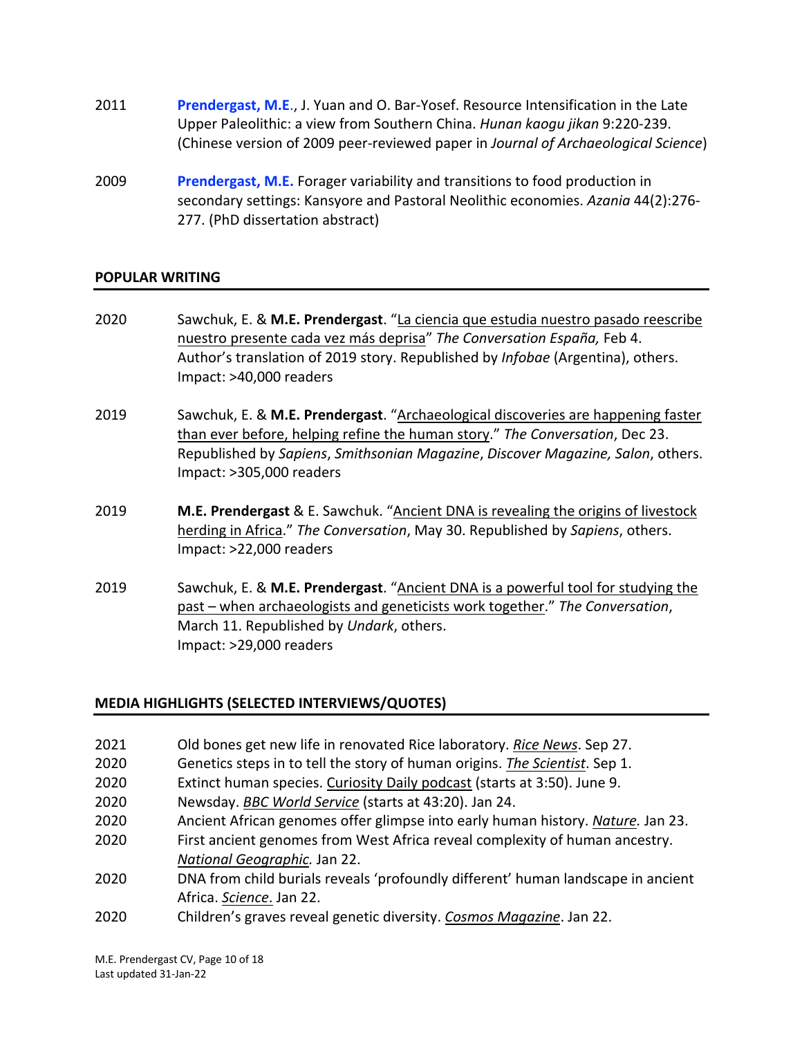2011 **Prendergast, M.E.**, J. Yuan and O. Bar-Yosef. Resource Intensification in the Late Upper Paleolithic: a view from Southern China. *Hunan kaogu jikan* 9:220-239. (Chinese version of 2009 peer-reviewed paper in *Journal of Archaeological Science*)

2009 **Prendergast, M.E.** Forager variability and transitions to food production in secondary settings: Kansyore and Pastoral Neolithic economies. *Azania* 44(2):276-277. (PhD dissertation abstract)

## POPULAR WRITING

2020 Sawchuk, E. & **M.E. Prendergast**. "La ciencia que estudia nuestro pasado reescribe nuestro presente cada vez más deprisa" *The Conversation España,* Feb 4. Author's translation of 2019 story. Republished by *Infobae* (Argentina), others. Impact: >40,000 readers

2019 Sawchuk, E. & **M.E. Prendergast**. "Archaeological discoveries are happening faster than ever before, helping refine the human story." *The Conversation*, Dec 23. Republished by *Sapiens*, *Smithsonian Magazine*, *Discover Magazine, Salon*, others. Impact: >305,000 readers

2019 **M.E. Prendergast** & E. Sawchuk. "Ancient DNA is revealing the origins of livestock herding in Africa." *The Conversation*, May 30. Republished by *Sapiens*, others. Impact: >22,000 readers

2019 Sawchuk, E. & **M.E. Prendergast**. "Ancient DNA is a powerful tool for studying the past – when archaeologists and geneticists work together." *The Conversation*, March 11. Republished by *Undark*, others.
Impact: >29,000 readers

## MEDIA HIGHLIGHTS (SELECTED INTERVIEWS/QUOTES)

2021 Old bones get new life in renovated Rice laboratory. *Rice News*. Sep 27.
2020 Genetics steps in to tell the story of human origins. *The Scientist*. Sep 1.
2020 Extinct human species. Curiosity Daily podcast (starts at 3:50). June 9.
2020 Newsday. *BBC World Service* (starts at 43:20). Jan 24.
2020 Ancient African genomes offer glimpse into early human history. *Nature.* Jan 23.
2020 First ancient genomes from West Africa reveal complexity of human ancestry. *National Geographic.* Jan 22.
2020 DNA from child burials reveals 'profoundly different' human landscape in ancient Africa. *Science*. Jan 22.
2020 Children's graves reveal genetic diversity. *Cosmos Magazine*. Jan 22.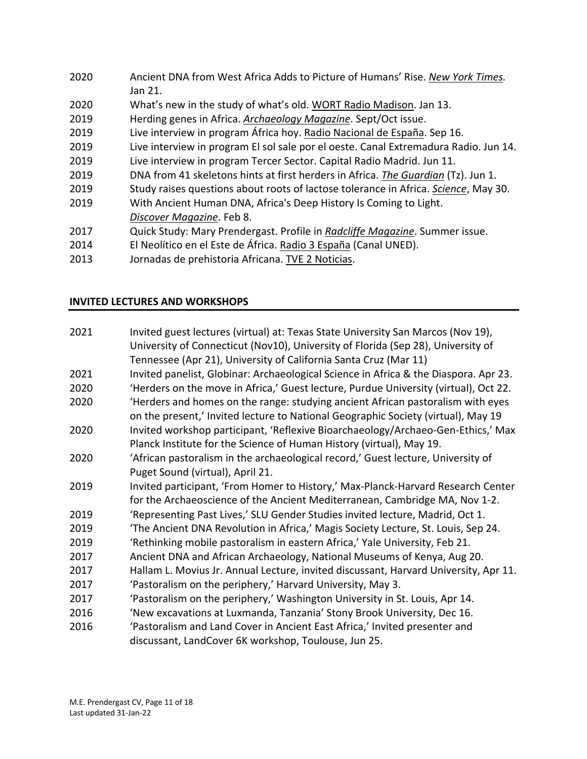2020 Ancient DNA from West Africa Adds to Picture of Humans' Rise. *New York Times.* Jan 21.

2020 What's new in the study of what's old. WORT Radio Madison. Jan 13.

2019 Herding genes in Africa. *Archaeology Magazine*. Sept/Oct issue.

2019 Live interview in program África hoy. Radio Nacional de España. Sep 16.

2019 Live interview in program El sol sale por el oeste. Canal Extremadura Radio. Jun 14.

2019 Live interview in program Tercer Sector. Capital Radio Madrid. Jun 11.

2019 DNA from 41 skeletons hints at first herders in Africa. *The Guardian* (Tz). Jun 1.

2019 Study raises questions about roots of lactose tolerance in Africa. *Science*, May 30.

2019 With Ancient Human DNA, Africa's Deep History Is Coming to Light. *Discover Magazine*. Feb 8.

2017 Quick Study: Mary Prendergast. Profile in *Radcliffe Magazine*. Summer issue.

2014 El Neolítico en el Este de África. Radio 3 España (Canal UNED).

2013 Jornadas de prehistoria Africana. TVE 2 Noticias.

## INVITED LECTURES AND WORKSHOPS

2021 Invited guest lectures (virtual) at: Texas State University San Marcos (Nov 19), University of Connecticut (Nov10), University of Florida (Sep 28), University of Tennessee (Apr 21), University of California Santa Cruz (Mar 11)

2021 Invited panelist, Globinar: Archaeological Science in Africa & the Diaspora. Apr 23.

2020 'Herders on the move in Africa,' Guest lecture, Purdue University (virtual), Oct 22.

2020 'Herders and homes on the range: studying ancient African pastoralism with eyes on the present,' Invited lecture to National Geographic Society (virtual), May 19

2020 Invited workshop participant, 'Reflexive Bioarchaeology/Archaeo-Gen-Ethics,' Max Planck Institute for the Science of Human History (virtual), May 19.

2020 'African pastoralism in the archaeological record,' Guest lecture, University of Puget Sound (virtual), April 21.

2019 Invited participant, 'From Homer to History,' Max-Planck-Harvard Research Center for the Archaeoscience of the Ancient Mediterranean, Cambridge MA, Nov 1-2.

2019 'Representing Past Lives,' SLU Gender Studies invited lecture, Madrid, Oct 1.

2019 'The Ancient DNA Revolution in Africa,' Magis Society Lecture, St. Louis, Sep 24.

2019 'Rethinking mobile pastoralism in eastern Africa,' Yale University, Feb 21.

2017 Ancient DNA and African Archaeology, National Museums of Kenya, Aug 20.

2017 Hallam L. Movius Jr. Annual Lecture, invited discussant, Harvard University, Apr 11.

2017 'Pastoralism on the periphery,' Harvard University, May 3.

2017 'Pastoralism on the periphery,' Washington University in St. Louis, Apr 14.

2016 'New excavations at Luxmanda, Tanzania' Stony Brook University, Dec 16.

2016 'Pastoralism and Land Cover in Ancient East Africa,' Invited presenter and discussant, LandCover 6K workshop, Toulouse, Jun 25.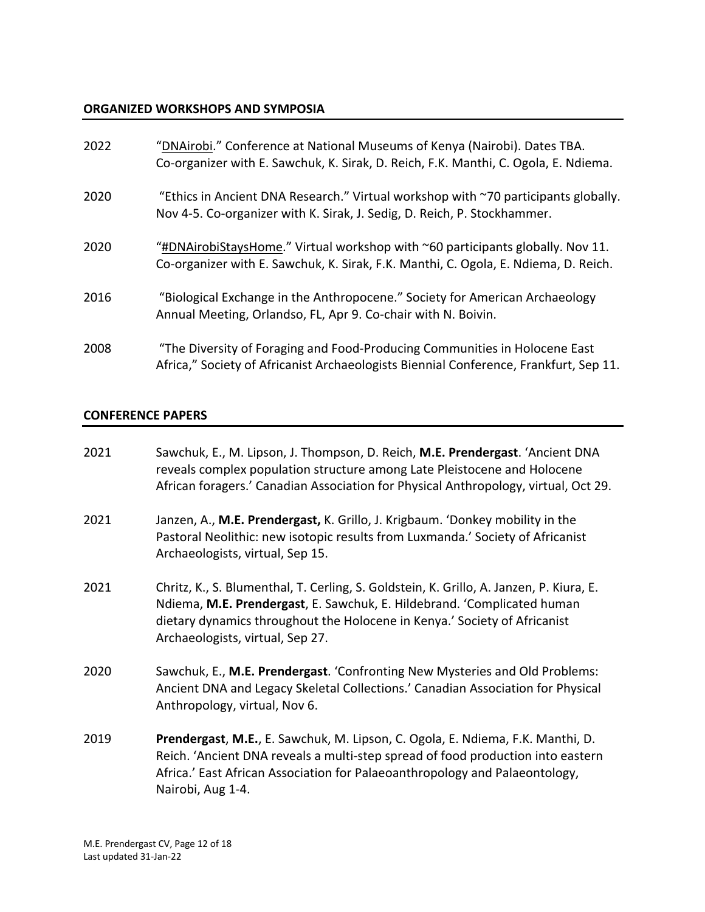## ORGANIZED WORKSHOPS AND SYMPOSIA

2022 "DNAirobi." Conference at National Museums of Kenya (Nairobi). Dates TBA. Co-organizer with E. Sawchuk, K. Sirak, D. Reich, F.K. Manthi, C. Ogola, E. Ndiema.

2020 "Ethics in Ancient DNA Research." Virtual workshop with ~70 participants globally. Nov 4-5. Co-organizer with K. Sirak, J. Sedig, D. Reich, P. Stockhammer.

2020 "#DNAirobiStaysHome." Virtual workshop with ~60 participants globally. Nov 11. Co-organizer with E. Sawchuk, K. Sirak, F.K. Manthi, C. Ogola, E. Ndiema, D. Reich.

2016 "Biological Exchange in the Anthropocene." Society for American Archaeology Annual Meeting, Orlandso, FL, Apr 9. Co-chair with N. Boivin.

2008 "The Diversity of Foraging and Food-Producing Communities in Holocene East Africa," Society of Africanist Archaeologists Biennial Conference, Frankfurt, Sep 11.

## CONFERENCE PAPERS

2021 Sawchuk, E., M. Lipson, J. Thompson, D. Reich, **M.E. Prendergast**. 'Ancient DNA reveals complex population structure among Late Pleistocene and Holocene African foragers.' Canadian Association for Physical Anthropology, virtual, Oct 29.

2021 Janzen, A., **M.E. Prendergast,** K. Grillo, J. Krigbaum. 'Donkey mobility in the Pastoral Neolithic: new isotopic results from Luxmanda.' Society of Africanist Archaeologists, virtual, Sep 15.

2021 Chritz, K., S. Blumenthal, T. Cerling, S. Goldstein, K. Grillo, A. Janzen, P. Kiura, E. Ndiema, **M.E. Prendergast**, E. Sawchuk, E. Hildebrand. 'Complicated human dietary dynamics throughout the Holocene in Kenya.' Society of Africanist Archaeologists, virtual, Sep 27.

2020 Sawchuk, E., **M.E. Prendergast**. 'Confronting New Mysteries and Old Problems: Ancient DNA and Legacy Skeletal Collections.' Canadian Association for Physical Anthropology, virtual, Nov 6.

2019 **Prendergast**, **M.E.**, E. Sawchuk, M. Lipson, C. Ogola, E. Ndiema, F.K. Manthi, D. Reich. 'Ancient DNA reveals a multi-step spread of food production into eastern Africa.' East African Association for Palaeoanthropology and Palaeontology, Nairobi, Aug 1-4.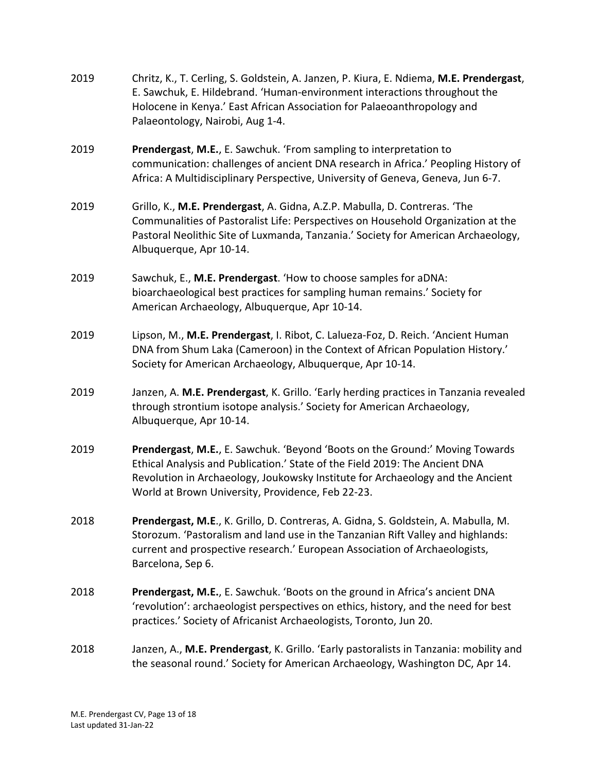2019 Chritz, K., T. Cerling, S. Goldstein, A. Janzen, P. Kiura, E. Ndiema, **M.E. Prendergast**, E. Sawchuk, E. Hildebrand. 'Human-environment interactions throughout the Holocene in Kenya.' East African Association for Palaeoanthropology and Palaeontology, Nairobi, Aug 1-4.

2019 **Prendergast**, **M.E.**, E. Sawchuk. 'From sampling to interpretation to communication: challenges of ancient DNA research in Africa.' Peopling History of Africa: A Multidisciplinary Perspective, University of Geneva, Geneva, Jun 6-7.

2019 Grillo, K., **M.E. Prendergast**, A. Gidna, A.Z.P. Mabulla, D. Contreras. 'The Communalities of Pastoralist Life: Perspectives on Household Organization at the Pastoral Neolithic Site of Luxmanda, Tanzania.' Society for American Archaeology, Albuquerque, Apr 10-14.

2019 Sawchuk, E., **M.E. Prendergast**. 'How to choose samples for aDNA: bioarchaeological best practices for sampling human remains.' Society for American Archaeology, Albuquerque, Apr 10-14.

2019 Lipson, M., **M.E. Prendergast**, I. Ribot, C. Lalueza-Foz, D. Reich. 'Ancient Human DNA from Shum Laka (Cameroon) in the Context of African Population History.' Society for American Archaeology, Albuquerque, Apr 10-14.

2019 Janzen, A. **M.E. Prendergast**, K. Grillo. 'Early herding practices in Tanzania revealed through strontium isotope analysis.' Society for American Archaeology, Albuquerque, Apr 10-14.

2019 **Prendergast**, **M.E.**, E. Sawchuk. 'Beyond 'Boots on the Ground:' Moving Towards Ethical Analysis and Publication.' State of the Field 2019: The Ancient DNA Revolution in Archaeology, Joukowsky Institute for Archaeology and the Ancient World at Brown University, Providence, Feb 22-23.

2018 **Prendergast, M.E**., K. Grillo, D. Contreras, A. Gidna, S. Goldstein, A. Mabulla, M. Storozum. 'Pastoralism and land use in the Tanzanian Rift Valley and highlands: current and prospective research.' European Association of Archaeologists, Barcelona, Sep 6.

2018 **Prendergast, M.E.**, E. Sawchuk. 'Boots on the ground in Africa's ancient DNA 'revolution': archaeologist perspectives on ethics, history, and the need for best practices.' Society of Africanist Archaeologists, Toronto, Jun 20.

2018 Janzen, A., **M.E. Prendergast**, K. Grillo. 'Early pastoralists in Tanzania: mobility and the seasonal round.' Society for American Archaeology, Washington DC, Apr 14.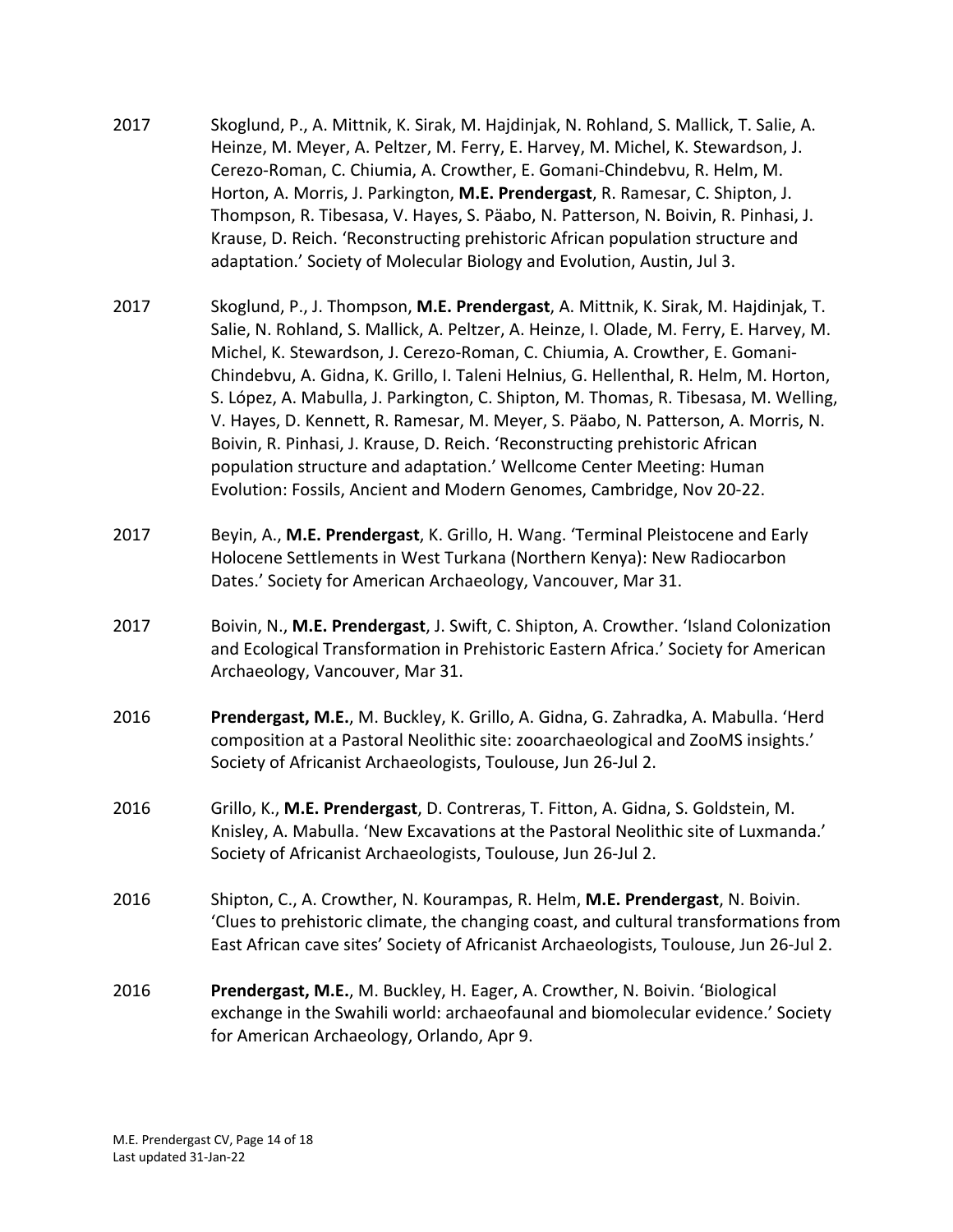2017 Skoglund, P., A. Mittnik, K. Sirak, M. Hajdinjak, N. Rohland, S. Mallick, T. Salie, A. Heinze, M. Meyer, A. Peltzer, M. Ferry, E. Harvey, M. Michel, K. Stewardson, J. Cerezo-Roman, C. Chiumia, A. Crowther, E. Gomani-Chindebvu, R. Helm, M. Horton, A. Morris, J. Parkington, **M.E. Prendergast**, R. Ramesar, C. Shipton, J. Thompson, R. Tibesasa, V. Hayes, S. Pääbo, N. Patterson, N. Boivin, R. Pinhasi, J. Krause, D. Reich. 'Reconstructing prehistoric African population structure and adaptation.' Society of Molecular Biology and Evolution, Austin, Jul 3.

2017 Skoglund, P., J. Thompson, **M.E. Prendergast**, A. Mittnik, K. Sirak, M. Hajdinjak, T. Salie, N. Rohland, S. Mallick, A. Peltzer, A. Heinze, I. Olade, M. Ferry, E. Harvey, M. Michel, K. Stewardson, J. Cerezo-Roman, C. Chiumia, A. Crowther, E. Gomani-Chindebvu, A. Gidna, K. Grillo, I. Taleni Helnius, G. Hellenthal, R. Helm, M. Horton, S. López, A. Mabulla, J. Parkington, C. Shipton, M. Thomas, R. Tibesasa, M. Welling, V. Hayes, D. Kennett, R. Ramesar, M. Meyer, S. Pääbo, N. Patterson, A. Morris, N. Boivin, R. Pinhasi, J. Krause, D. Reich. 'Reconstructing prehistoric African population structure and adaptation.' Wellcome Center Meeting: Human Evolution: Fossils, Ancient and Modern Genomes, Cambridge, Nov 20-22.

2017 Beyin, A., **M.E. Prendergast**, K. Grillo, H. Wang. 'Terminal Pleistocene and Early Holocene Settlements in West Turkana (Northern Kenya): New Radiocarbon Dates.' Society for American Archaeology, Vancouver, Mar 31.

2017 Boivin, N., **M.E. Prendergast**, J. Swift, C. Shipton, A. Crowther. 'Island Colonization and Ecological Transformation in Prehistoric Eastern Africa.' Society for American Archaeology, Vancouver, Mar 31.

2016 **Prendergast, M.E.**, M. Buckley, K. Grillo, A. Gidna, G. Zahradka, A. Mabulla. 'Herd composition at a Pastoral Neolithic site: zooarchaeological and ZooMS insights.' Society of Africanist Archaeologists, Toulouse, Jun 26-Jul 2.

2016 Grillo, K., **M.E. Prendergast**, D. Contreras, T. Fitton, A. Gidna, S. Goldstein, M. Knisley, A. Mabulla. 'New Excavations at the Pastoral Neolithic site of Luxmanda.' Society of Africanist Archaeologists, Toulouse, Jun 26-Jul 2.

2016 Shipton, C., A. Crowther, N. Kourampas, R. Helm, **M.E. Prendergast**, N. Boivin. 'Clues to prehistoric climate, the changing coast, and cultural transformations from East African cave sites' Society of Africanist Archaeologists, Toulouse, Jun 26-Jul 2.

2016 **Prendergast, M.E.**, M. Buckley, H. Eager, A. Crowther, N. Boivin. 'Biological exchange in the Swahili world: archaeofaunal and biomolecular evidence.' Society for American Archaeology, Orlando, Apr 9.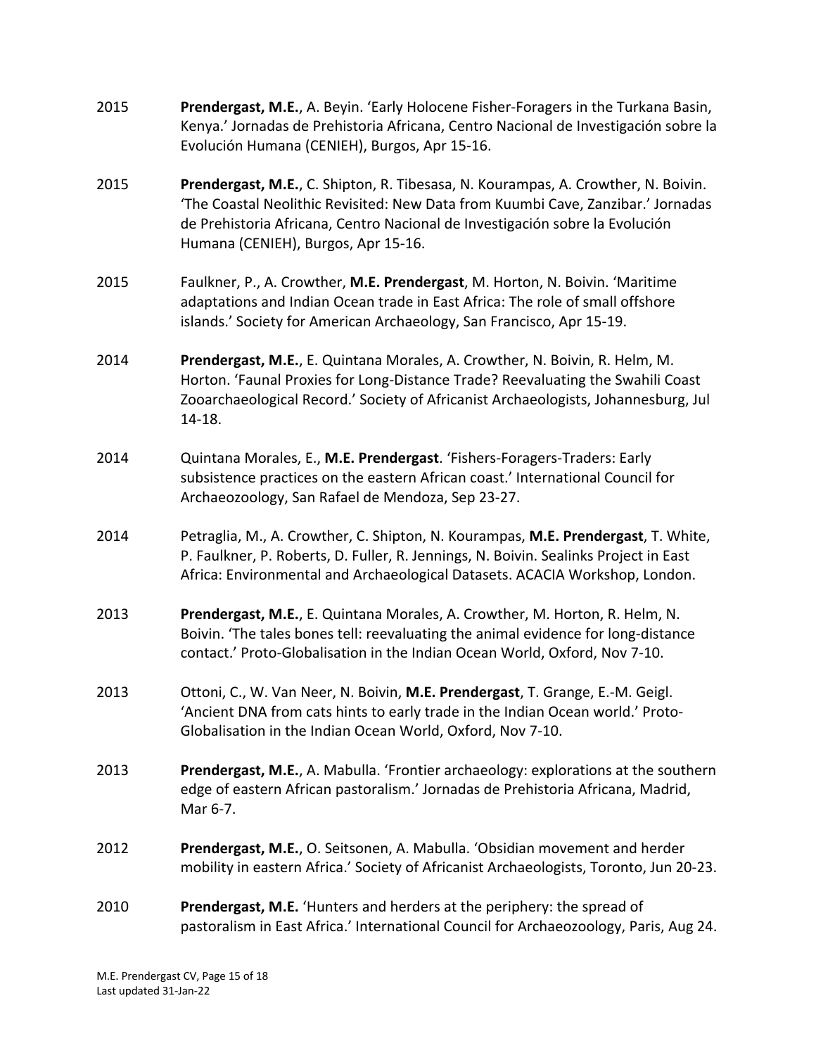2015 **Prendergast, M.E.**, A. Beyin. 'Early Holocene Fisher-Foragers in the Turkana Basin, Kenya.' Jornadas de Prehistoria Africana, Centro Nacional de Investigación sobre la Evolución Humana (CENIEH), Burgos, Apr 15-16.

2015 **Prendergast, M.E.**, C. Shipton, R. Tibesasa, N. Kourampas, A. Crowther, N. Boivin. 'The Coastal Neolithic Revisited: New Data from Kuumbi Cave, Zanzibar.' Jornadas de Prehistoria Africana, Centro Nacional de Investigación sobre la Evolución Humana (CENIEH), Burgos, Apr 15-16.

2015 Faulkner, P., A. Crowther, **M.E. Prendergast**, M. Horton, N. Boivin. 'Maritime adaptations and Indian Ocean trade in East Africa: The role of small offshore islands.' Society for American Archaeology, San Francisco, Apr 15-19.

2014 **Prendergast, M.E.**, E. Quintana Morales, A. Crowther, N. Boivin, R. Helm, M. Horton. 'Faunal Proxies for Long-Distance Trade? Reevaluating the Swahili Coast Zooarchaeological Record.' Society of Africanist Archaeologists, Johannesburg, Jul 14-18.

2014 Quintana Morales, E., **M.E. Prendergast**. 'Fishers-Foragers-Traders: Early subsistence practices on the eastern African coast.' International Council for Archaeozoology, San Rafael de Mendoza, Sep 23-27.

2014 Petraglia, M., A. Crowther, C. Shipton, N. Kourampas, **M.E. Prendergast**, T. White, P. Faulkner, P. Roberts, D. Fuller, R. Jennings, N. Boivin. Sealinks Project in East Africa: Environmental and Archaeological Datasets. ACACIA Workshop, London.

2013 **Prendergast, M.E.**, E. Quintana Morales, A. Crowther, M. Horton, R. Helm, N. Boivin. 'The tales bones tell: reevaluating the animal evidence for long-distance contact.' Proto-Globalisation in the Indian Ocean World, Oxford, Nov 7-10.

2013 Ottoni, C., W. Van Neer, N. Boivin, **M.E. Prendergast**, T. Grange, E.-M. Geigl. 'Ancient DNA from cats hints to early trade in the Indian Ocean world.' Proto-Globalisation in the Indian Ocean World, Oxford, Nov 7-10.

2013 **Prendergast, M.E.**, A. Mabulla. 'Frontier archaeology: explorations at the southern edge of eastern African pastoralism.' Jornadas de Prehistoria Africana, Madrid, Mar 6-7.

2012 **Prendergast, M.E.**, O. Seitsonen, A. Mabulla. 'Obsidian movement and herder mobility in eastern Africa.' Society of Africanist Archaeologists, Toronto, Jun 20-23.

2010 **Prendergast, M.E.** 'Hunters and herders at the periphery: the spread of pastoralism in East Africa.' International Council for Archaeozoology, Paris, Aug 24.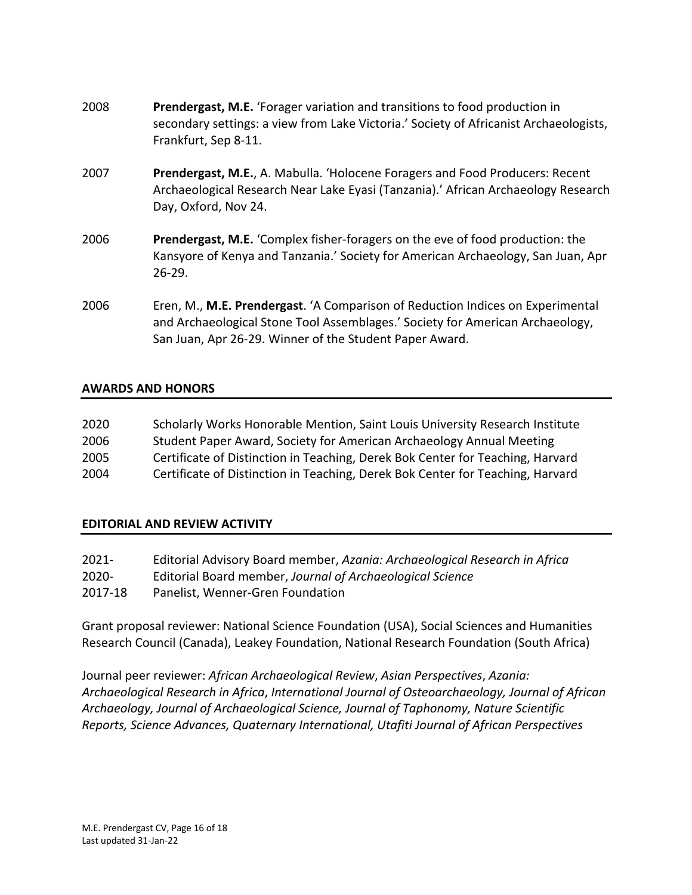2008 **Prendergast, M.E.** 'Forager variation and transitions to food production in secondary settings: a view from Lake Victoria.' Society of Africanist Archaeologists, Frankfurt, Sep 8-11.

2007 **Prendergast, M.E.**, A. Mabulla. 'Holocene Foragers and Food Producers: Recent Archaeological Research Near Lake Eyasi (Tanzania).' African Archaeology Research Day, Oxford, Nov 24.

2006 **Prendergast, M.E.** 'Complex fisher-foragers on the eve of food production: the Kansyore of Kenya and Tanzania.' Society for American Archaeology, San Juan, Apr 26-29.

2006 Eren, M., **M.E. Prendergast**. 'A Comparison of Reduction Indices on Experimental and Archaeological Stone Tool Assemblages.' Society for American Archaeology, San Juan, Apr 26-29. Winner of the Student Paper Award.

## AWARDS AND HONORS

2020 Scholarly Works Honorable Mention, Saint Louis University Research Institute
2006 Student Paper Award, Society for American Archaeology Annual Meeting
2005 Certificate of Distinction in Teaching, Derek Bok Center for Teaching, Harvard
2004 Certificate of Distinction in Teaching, Derek Bok Center for Teaching, Harvard

## EDITORIAL AND REVIEW ACTIVITY

2021- Editorial Advisory Board member, *Azania: Archaeological Research in Africa*
2020- Editorial Board member, *Journal of Archaeological Science*
2017-18 Panelist, Wenner-Gren Foundation

Grant proposal reviewer: National Science Foundation (USA), Social Sciences and Humanities Research Council (Canada), Leakey Foundation, National Research Foundation (South Africa)

Journal peer reviewer: *African Archaeological Review*, *Asian Perspectives*, *Azania: Archaeological Research in Africa*, *International Journal of Osteoarchaeology, Journal of African Archaeology, Journal of Archaeological Science, Journal of Taphonomy, Nature Scientific Reports, Science Advances, Quaternary International, Utafiti Journal of African Perspectives*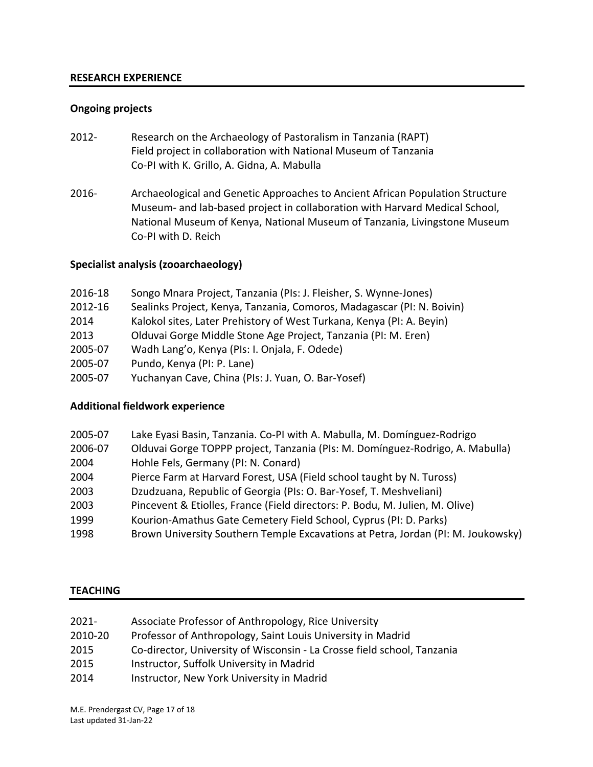## RESEARCH EXPERIENCE

### Ongoing projects

2012- Research on the Archaeology of Pastoralism in Tanzania (RAPT)
Field project in collaboration with National Museum of Tanzania
Co-PI with K. Grillo, A. Gidna, A. Mabulla

2016- Archaeological and Genetic Approaches to Ancient African Population Structure
Museum- and lab-based project in collaboration with Harvard Medical School, National Museum of Kenya, National Museum of Tanzania, Livingstone Museum
Co-PI with D. Reich

### Specialist analysis (zooarchaeology)

- 2016-18 Songo Mnara Project, Tanzania (PIs: J. Fleisher, S. Wynne-Jones)
- 2012-16 Sealinks Project, Kenya, Tanzania, Comoros, Madagascar (PI: N. Boivin)
- 2014 Kalokol sites, Later Prehistory of West Turkana, Kenya (PI: A. Beyin)
- 2013 Olduvai Gorge Middle Stone Age Project, Tanzania (PI: M. Eren)
- 2005-07 Wadh Lang'o, Kenya (PIs: I. Onjala, F. Odede)
- 2005-07 Pundo, Kenya (PI: P. Lane)
- 2005-07 Yuchanyan Cave, China (PIs: J. Yuan, O. Bar-Yosef)

### Additional fieldwork experience

- 2005-07 Lake Eyasi Basin, Tanzania. Co-PI with A. Mabulla, M. Domínguez-Rodrigo
- 2006-07 Olduvai Gorge TOPPP project, Tanzania (PIs: M. Domínguez-Rodrigo, A. Mabulla)
- 2004 Hohle Fels, Germany (PI: N. Conard)
- 2004 Pierce Farm at Harvard Forest, USA (Field school taught by N. Tuross)
- 2003 Dzudzuana, Republic of Georgia (PIs: O. Bar-Yosef, T. Meshveliani)
- 2003 Pincevent & Etiolles, France (Field directors: P. Bodu, M. Julien, M. Olive)
- 1999 Kourion-Amathus Gate Cemetery Field School, Cyprus (PI: D. Parks)
- 1998 Brown University Southern Temple Excavations at Petra, Jordan (PI: M. Joukowsky)

## TEACHING

- 2021- Associate Professor of Anthropology, Rice University
- 2010-20 Professor of Anthropology, Saint Louis University in Madrid
- 2015 Co-director, University of Wisconsin - La Crosse field school, Tanzania
- 2015 Instructor, Suffolk University in Madrid
- 2014 Instructor, New York University in Madrid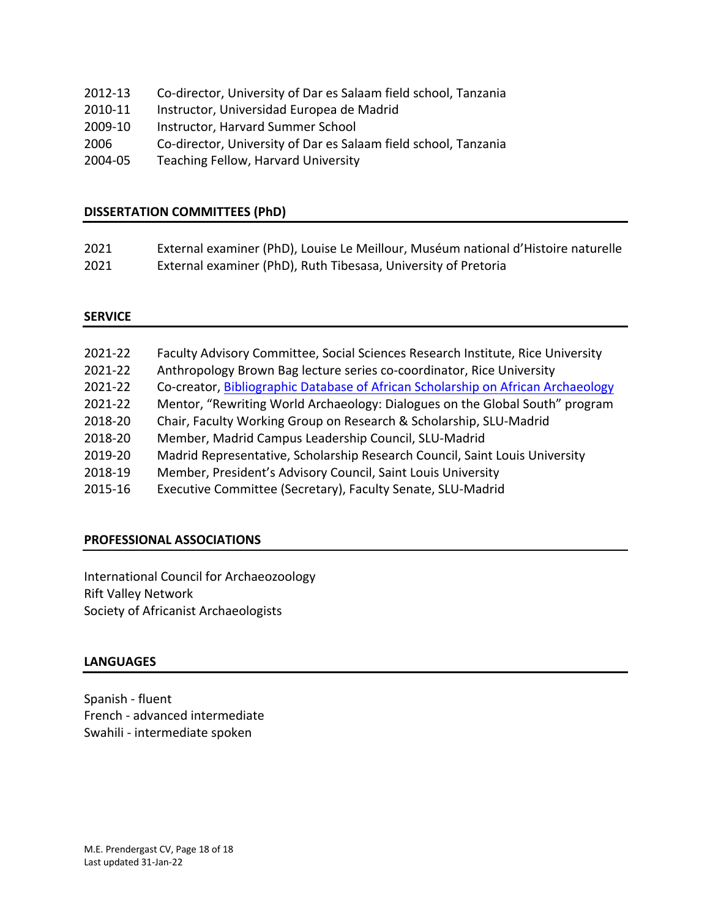2012-13 Co-director, University of Dar es Salaam field school, Tanzania
2010-11 Instructor, Universidad Europea de Madrid
2009-10 Instructor, Harvard Summer School
2006 Co-director, University of Dar es Salaam field school, Tanzania
2004-05 Teaching Fellow, Harvard University

## DISSERTATION COMMITTEES (PhD)

2021 External examiner (PhD), Louise Le Meillour, Muséum national d'Histoire naturelle
2021 External examiner (PhD), Ruth Tibesasa, University of Pretoria

## SERVICE

2021-22 Faculty Advisory Committee, Social Sciences Research Institute, Rice University
2021-22 Anthropology Brown Bag lecture series co-coordinator, Rice University
2021-22 Co-creator, Bibliographic Database of African Scholarship on African Archaeology
2021-22 Mentor, "Rewriting World Archaeology: Dialogues on the Global South" program
2018-20 Chair, Faculty Working Group on Research & Scholarship, SLU-Madrid
2018-20 Member, Madrid Campus Leadership Council, SLU-Madrid
2019-20 Madrid Representative, Scholarship Research Council, Saint Louis University
2018-19 Member, President's Advisory Council, Saint Louis University
2015-16 Executive Committee (Secretary), Faculty Senate, SLU-Madrid

## PROFESSIONAL ASSOCIATIONS

International Council for Archaeozoology
Rift Valley Network
Society of Africanist Archaeologists

## LANGUAGES

Spanish - fluent
French - advanced intermediate
Swahili - intermediate spoken